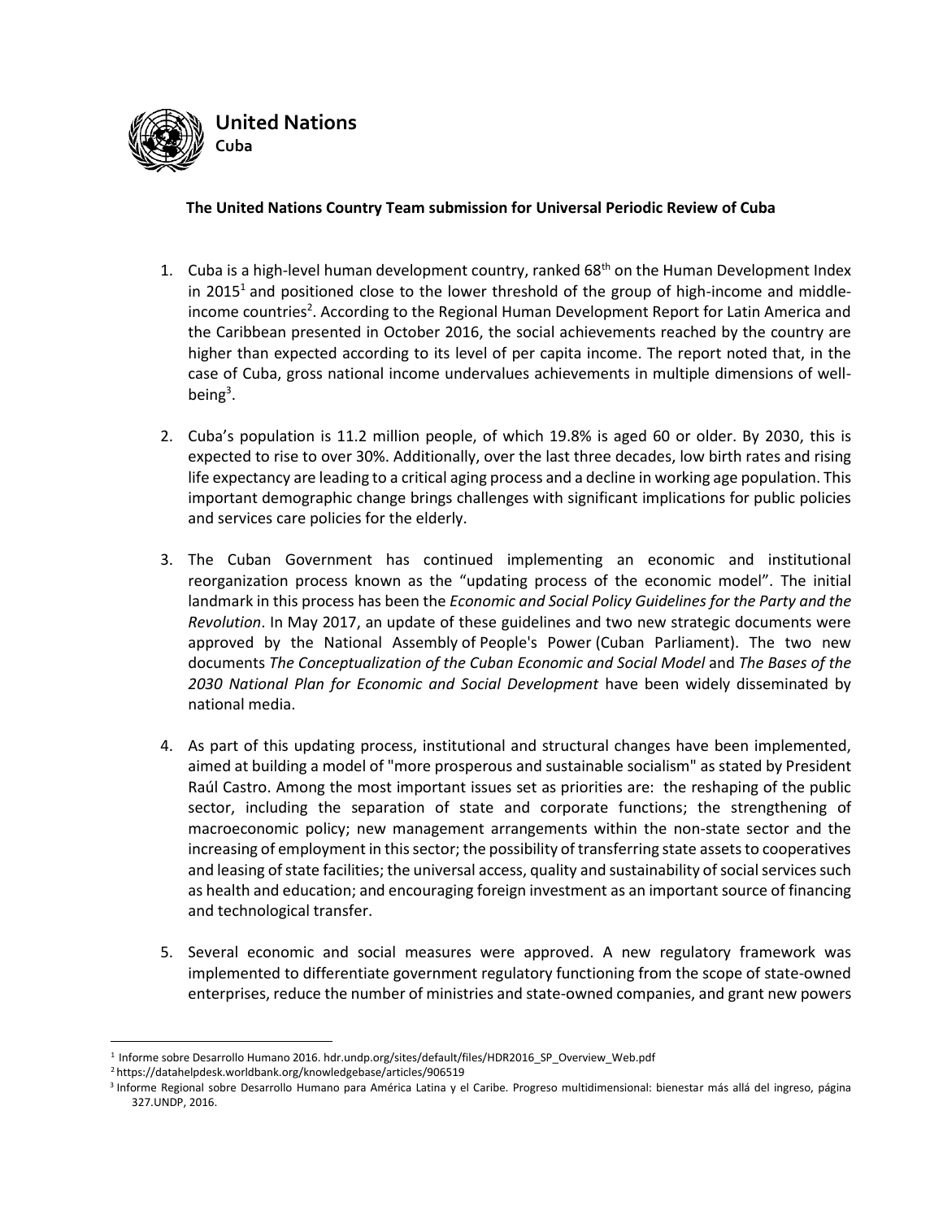**United Nations**
**Cuba**

**The United Nations Country Team submission for Universal Periodic Review of Cuba**

1. Cuba is a high-level human development country, ranked 68th on the Human Development Index in 2015[1] and positioned close to the lower threshold of the group of high-income and middle-income countries[2]. According to the Regional Human Development Report for Latin America and the Caribbean presented in October 2016, the social achievements reached by the country are higher than expected according to its level of per capita income. The report noted that, in the case of Cuba, gross national income undervalues achievements in multiple dimensions of well-being[3].

2. Cuba's population is 11.2 million people, of which 19.8% is aged 60 or older. By 2030, this is expected to rise to over 30%. Additionally, over the last three decades, low birth rates and rising life expectancy are leading to a critical aging process and a decline in working age population. This important demographic change brings challenges with significant implications for public policies and services care policies for the elderly.

3. The Cuban Government has continued implementing an economic and institutional reorganization process known as the "updating process of the economic model". The initial landmark in this process has been the *Economic and Social Policy Guidelines for the Party and the Revolution*. In May 2017, an update of these guidelines and two new strategic documents were approved by the National Assembly of People's Power (Cuban Parliament). The two new documents *The Conceptualization of the Cuban Economic and Social Model* and *The Bases of the 2030 National Plan for Economic and Social Development* have been widely disseminated by national media.

4. As part of this updating process, institutional and structural changes have been implemented, aimed at building a model of "more prosperous and sustainable socialism" as stated by President Raúl Castro. Among the most important issues set as priorities are: the reshaping of the public sector, including the separation of state and corporate functions; the strengthening of macroeconomic policy; new management arrangements within the non-state sector and the increasing of employment in this sector; the possibility of transferring state assets to cooperatives and leasing of state facilities; the universal access, quality and sustainability of social services such as health and education; and encouraging foreign investment as an important source of financing and technological transfer.

5. Several economic and social measures were approved. A new regulatory framework was implemented to differentiate government regulatory functioning from the scope of state-owned enterprises, reduce the number of ministries and state-owned companies, and grant new powers

---

[1] Informe sobre Desarrollo Humano 2016. hdr.undp.org/sites/default/files/HDR2016_SP_Overview_Web.pdf

[2] https://datahelpdesk.worldbank.org/knowledgebase/articles/906519

[3] Informe Regional sobre Desarrollo Humano para América Latina y el Caribe. Progreso multidimensional: bienestar más allá del ingreso, página 327.UNDP, 2016.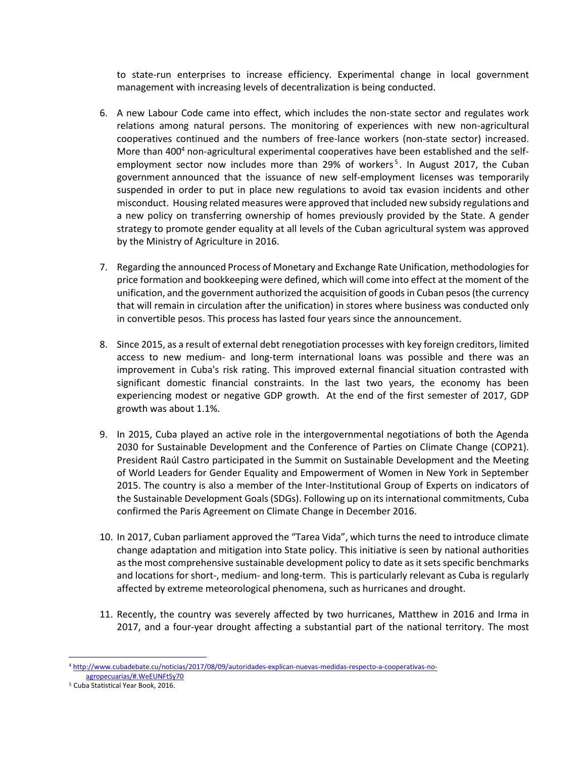to state-run enterprises to increase efficiency. Experimental change in local government management with increasing levels of decentralization is being conducted.

6. A new Labour Code came into effect, which includes the non-state sector and regulates work relations among natural persons. The monitoring of experiences with new non-agricultural cooperatives continued and the numbers of free-lance workers (non-state sector) increased. More than 400[4] non-agricultural experimental cooperatives have been established and the self-employment sector now includes more than 29% of workers[5]. In August 2017, the Cuban government announced that the issuance of new self-employment licenses was temporarily suspended in order to put in place new regulations to avoid tax evasion incidents and other misconduct. Housing related measures were approved that included new subsidy regulations and a new policy on transferring ownership of homes previously provided by the State. A gender strategy to promote gender equality at all levels of the Cuban agricultural system was approved by the Ministry of Agriculture in 2016.

7. Regarding the announced Process of Monetary and Exchange Rate Unification, methodologies for price formation and bookkeeping were defined, which will come into effect at the moment of the unification, and the government authorized the acquisition of goods in Cuban pesos (the currency that will remain in circulation after the unification) in stores where business was conducted only in convertible pesos. This process has lasted four years since the announcement.

8. Since 2015, as a result of external debt renegotiation processes with key foreign creditors, limited access to new medium- and long-term international loans was possible and there was an improvement in Cuba's risk rating. This improved external financial situation contrasted with significant domestic financial constraints. In the last two years, the economy has been experiencing modest or negative GDP growth. At the end of the first semester of 2017, GDP growth was about 1.1%.

9. In 2015, Cuba played an active role in the intergovernmental negotiations of both the Agenda 2030 for Sustainable Development and the Conference of Parties on Climate Change (COP21). President Raúl Castro participated in the Summit on Sustainable Development and the Meeting of World Leaders for Gender Equality and Empowerment of Women in New York in September 2015. The country is also a member of the Inter-Institutional Group of Experts on indicators of the Sustainable Development Goals (SDGs). Following up on its international commitments, Cuba confirmed the Paris Agreement on Climate Change in December 2016.

10. In 2017, Cuban parliament approved the "Tarea Vida", which turns the need to introduce climate change adaptation and mitigation into State policy. This initiative is seen by national authorities as the most comprehensive sustainable development policy to date as it sets specific benchmarks and locations for short-, medium- and long-term. This is particularly relevant as Cuba is regularly affected by extreme meteorological phenomena, such as hurricanes and drought.

11. Recently, the country was severely affected by two hurricanes, Matthew in 2016 and Irma in 2017, and a four-year drought affecting a substantial part of the national territory. The most

---

[4] http://www.cubadebate.cu/noticias/2017/08/09/autoridades-explican-nuevas-medidas-respecto-a-cooperativas-no-agropecuarias/#.WeEUNFtSy70

[5] Cuba Statistical Year Book, 2016.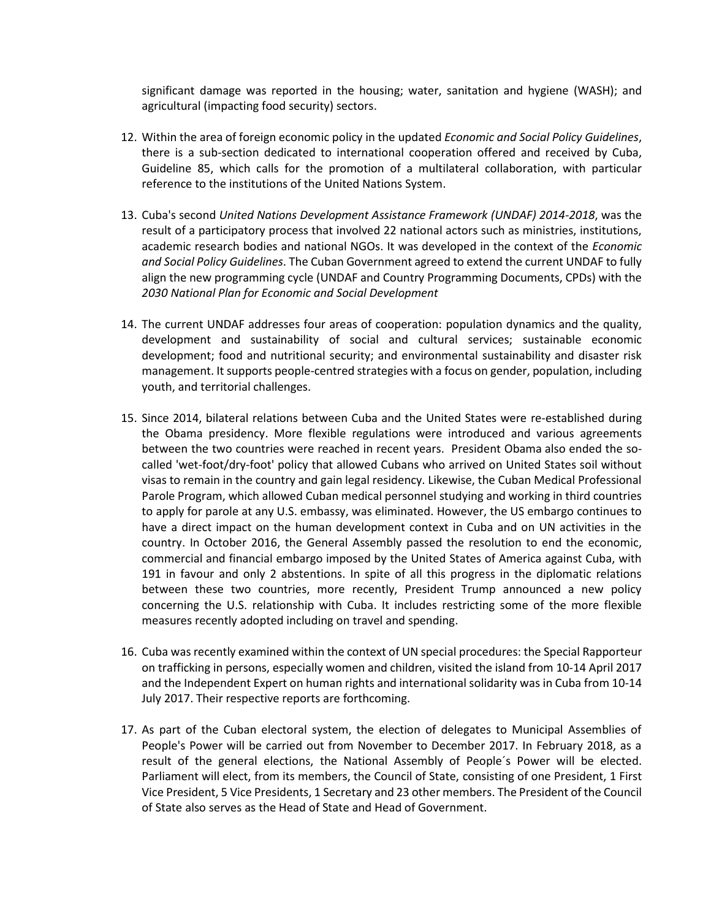significant damage was reported in the housing; water, sanitation and hygiene (WASH); and agricultural (impacting food security) sectors.

12. Within the area of foreign economic policy in the updated *Economic and Social Policy Guidelines*, there is a sub-section dedicated to international cooperation offered and received by Cuba, Guideline 85, which calls for the promotion of a multilateral collaboration, with particular reference to the institutions of the United Nations System.

13. Cuba's second *United Nations Development Assistance Framework (UNDAF) 2014-2018*, was the result of a participatory process that involved 22 national actors such as ministries, institutions, academic research bodies and national NGOs. It was developed in the context of the *Economic and Social Policy Guidelines*. The Cuban Government agreed to extend the current UNDAF to fully align the new programming cycle (UNDAF and Country Programming Documents, CPDs) with the *2030 National Plan for Economic and Social Development*

14. The current UNDAF addresses four areas of cooperation: population dynamics and the quality, development and sustainability of social and cultural services; sustainable economic development; food and nutritional security; and environmental sustainability and disaster risk management. It supports people-centred strategies with a focus on gender, population, including youth, and territorial challenges.

15. Since 2014, bilateral relations between Cuba and the United States were re-established during the Obama presidency. More flexible regulations were introduced and various agreements between the two countries were reached in recent years. President Obama also ended the so-called 'wet-foot/dry-foot' policy that allowed Cubans who arrived on United States soil without visas to remain in the country and gain legal residency. Likewise, the Cuban Medical Professional Parole Program, which allowed Cuban medical personnel studying and working in third countries to apply for parole at any U.S. embassy, was eliminated. However, the US embargo continues to have a direct impact on the human development context in Cuba and on UN activities in the country. In October 2016, the General Assembly passed the resolution to end the economic, commercial and financial embargo imposed by the United States of America against Cuba, with 191 in favour and only 2 abstentions. In spite of all this progress in the diplomatic relations between these two countries, more recently, President Trump announced a new policy concerning the U.S. relationship with Cuba. It includes restricting some of the more flexible measures recently adopted including on travel and spending.

16. Cuba was recently examined within the context of UN special procedures: the Special Rapporteur on trafficking in persons, especially women and children, visited the island from 10-14 April 2017 and the Independent Expert on human rights and international solidarity was in Cuba from 10-14 July 2017. Their respective reports are forthcoming.

17. As part of the Cuban electoral system, the election of delegates to Municipal Assemblies of People's Power will be carried out from November to December 2017. In February 2018, as a result of the general elections, the National Assembly of People´s Power will be elected. Parliament will elect, from its members, the Council of State, consisting of one President, 1 First Vice President, 5 Vice Presidents, 1 Secretary and 23 other members. The President of the Council of State also serves as the Head of State and Head of Government.